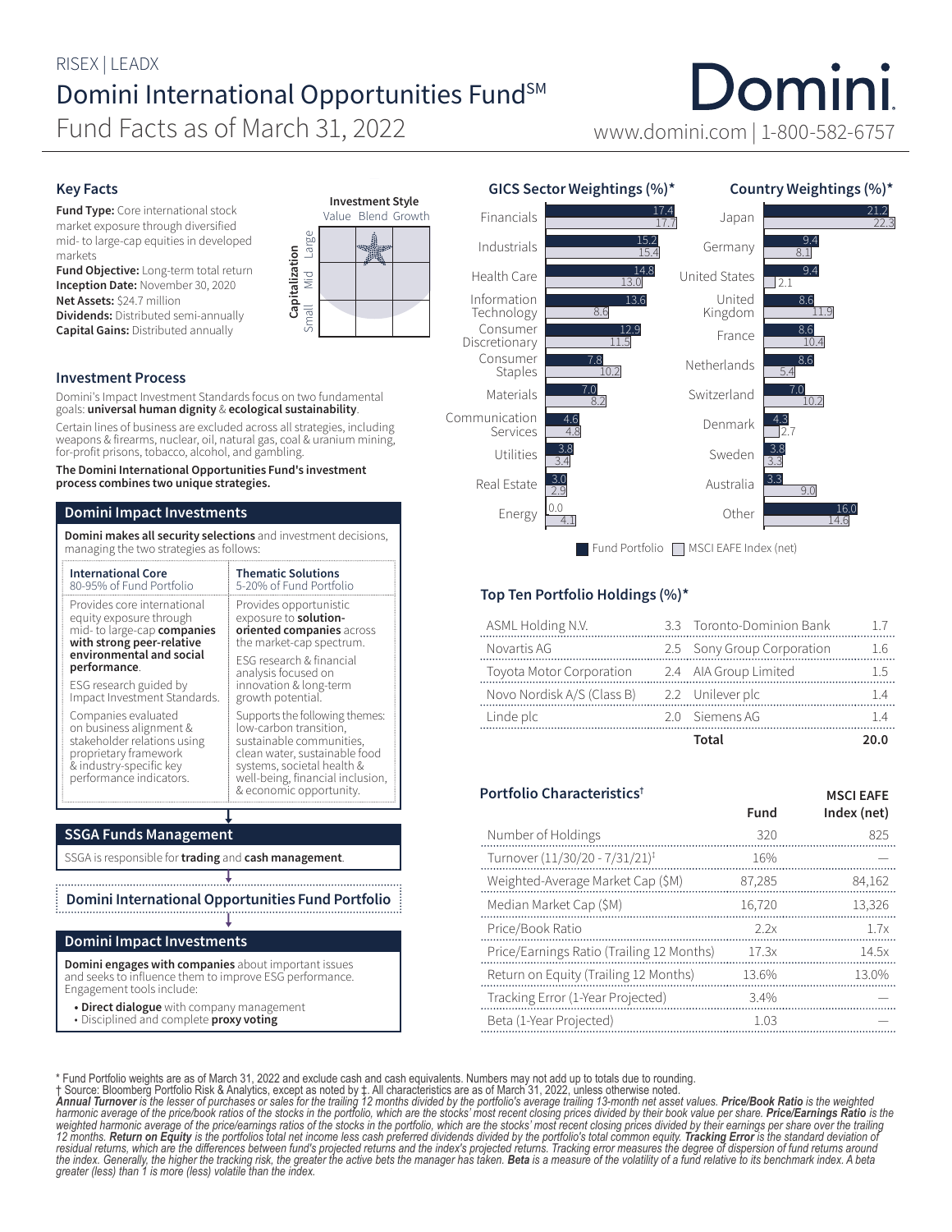RISEX | LEADX

# Domini International Opportunities Fund℠

## Fund Facts as of March 31, 2022

Domini

www.domini.com | 1-800-582-6757

### Key Facts

**Fund Type:** Core international stock market exposure through diversified mid- to large-cap equities in developed markets
**Fund Objective:** Long-term total return
**Inception Date:** November 30, 2020
**Net Assets:** $24.7 million
**Dividends:** Distributed semi-annually
**Capital Gains:** Distributed annually

**Investment Style**

| Capitalization | Value | Blend | Growth |
|---|---|---|---|
| Large | | ★ | |
| Mid | | | |
| Small | | | |

### Investment Process

Domini's Impact Investment Standards focus on two fundamental goals: **universal human dignity** & **ecological sustainability**.

Certain lines of business are excluded across all strategies, including weapons & firearms, nuclear, oil, natural gas, coal & uranium mining, for-profit prisons, tobacco, alcohol, and gambling.

**The Domini International Opportunities Fund's investment process combines two unique strategies.**

#### Domini Impact Investments

**Domini makes all security selections** and investment decisions, managing the two strategies as follows:

| **International Core** 80-95% of Fund Portfolio | **Thematic Solutions** 5-20% of Fund Portfolio |
|---|---|
| Provides core international equity exposure through mid- to large-cap **companies with strong peer-relative environmental and social performance**. | Provides opportunistic exposure to **solution-oriented companies** across the market-cap spectrum. |
| ESG research guided by Impact Investment Standards. | ESG research & financial analysis focused on innovation & long-term growth potential. |
| Companies evaluated on business alignment & stakeholder relations using proprietary framework & industry-specific key performance indicators. | Supports the following themes: low-carbon transition, sustainable communities, clean water, sustainable food systems, societal health & well-being, financial inclusion, & economic opportunity. |

↓

#### SSGA Funds Management

SSGA is responsible for **trading** and **cash management**.

↓

#### Domini International Opportunities Fund Portfolio

↓

#### Domini Impact Investments

**Domini engages with companies** about important issues and seeks to influence them to improve ESG performance. Engagement tools include:

- **Direct dialogue** with company management
- Disciplined and complete **proxy voting**

### GICS Sector Weightings (%)*

| Sector | Fund Portfolio | MSCI EAFE Index (net) |
|---|---|---|
| Financials | 17.4 | 17.7 |
| Industrials | 15.2 | 15.4 |
| Health Care | 14.8 | 13.0 |
| Information Technology | 13.6 | 8.6 |
| Consumer Discretionary | 12.9 | 11.5 |
| Consumer Staples | 7.8 | 10.2 |
| Materials | 7.0 | 8.2 |
| Communication Services | 4.6 | 4.8 |
| Utilities | 3.8 | 3.4 |
| Real Estate | 3.0 | 2.9 |
| Energy | 0.0 | 4.1 |

### Country Weightings (%)*

| Country | Fund Portfolio | MSCI EAFE Index (net) |
|---|---|---|
| Japan | 21.2 | 22.3 |
| Germany | 9.4 | 8.1 |
| United States | 9.4 | 2.1 |
| United Kingdom | 8.6 | 11.9 |
| France | 8.6 | 10.4 |
| Netherlands | 8.6 | 5.4 |
| Switzerland | 7.0 | 10.2 |
| Denmark | 4.3 | 2.7 |
| Sweden | 3.8 | 3.3 |
| Australia | 3.3 | 9.0 |
| Other | 16.0 | 14.6 |

### Top Ten Portfolio Holdings (%)*

| Holding | % | Holding | % |
|---|---|---|---|
| ASML Holding N.V. | 3.3 | Toronto-Dominion Bank | 1.7 |
| Novartis AG | 2.5 | Sony Group Corporation | 1.6 |
| Toyota Motor Corporation | 2.4 | AIA Group Limited | 1.5 |
| Novo Nordisk A/S (Class B) | 2.2 | Unilever plc | 1.4 |
| Linde plc | 2.0 | Siemens AG | 1.4 |
| | | **Total** | **20.0** |

### Portfolio Characteristics†

| | Fund | MSCI EAFE Index (net) |
|---|---|---|
| Number of Holdings | 320 | 825 |
| Turnover (11/30/20 - 7/31/21)‡ | 16% | — |
| Weighted-Average Market Cap ($M) | 87,285 | 84,162 |
| Median Market Cap ($M) | 16,720 | 13,326 |
| Price/Book Ratio | 2.2x | 1.7x |
| Price/Earnings Ratio (Trailing 12 Months) | 17.3x | 14.5x |
| Return on Equity (Trailing 12 Months) | 13.6% | 13.0% |
| Tracking Error (1-Year Projected) | 3.4% | — |
| Beta (1-Year Projected) | 1.03 | — |

\* Fund Portfolio weights are as of March 31, 2022 and exclude cash and cash equivalents. Numbers may not add up to totals due to rounding.
† Source: Bloomberg Portfolio Risk & Analytics, except as noted by ‡. All characteristics are as of March 31, 2022, unless otherwise noted.
***Annual Turnover*** *is the lesser of purchases or sales for the trailing 12 months divided by the portfolio's average trailing 13-month net asset values.* ***Price/Book Ratio*** *is the weighted harmonic average of the price/book ratios of the stocks in the portfolio, which are the stocks' most recent closing prices divided by their book value per share.* ***Price/Earnings Ratio*** *is the weighted harmonic average of the price/earnings ratios of the stocks in the portfolio, which are the stocks' most recent closing prices divided by their earnings per share over the trailing 12 months.* ***Return on Equity*** *is the portfolios total net income less cash preferred dividends divided by the portfolio's total common equity.* ***Tracking Error*** *is the standard deviation of residual returns, which are the differences between fund's projected returns and the index's projected returns. Tracking error measures the degree of dispersion of fund returns around the index. Generally, the higher the tracking risk, the greater the active bets the manager has taken.* ***Beta*** *is a measure of the volatility of a fund relative to its benchmark index. A beta greater (less) than 1 is more (less) volatile than the index.*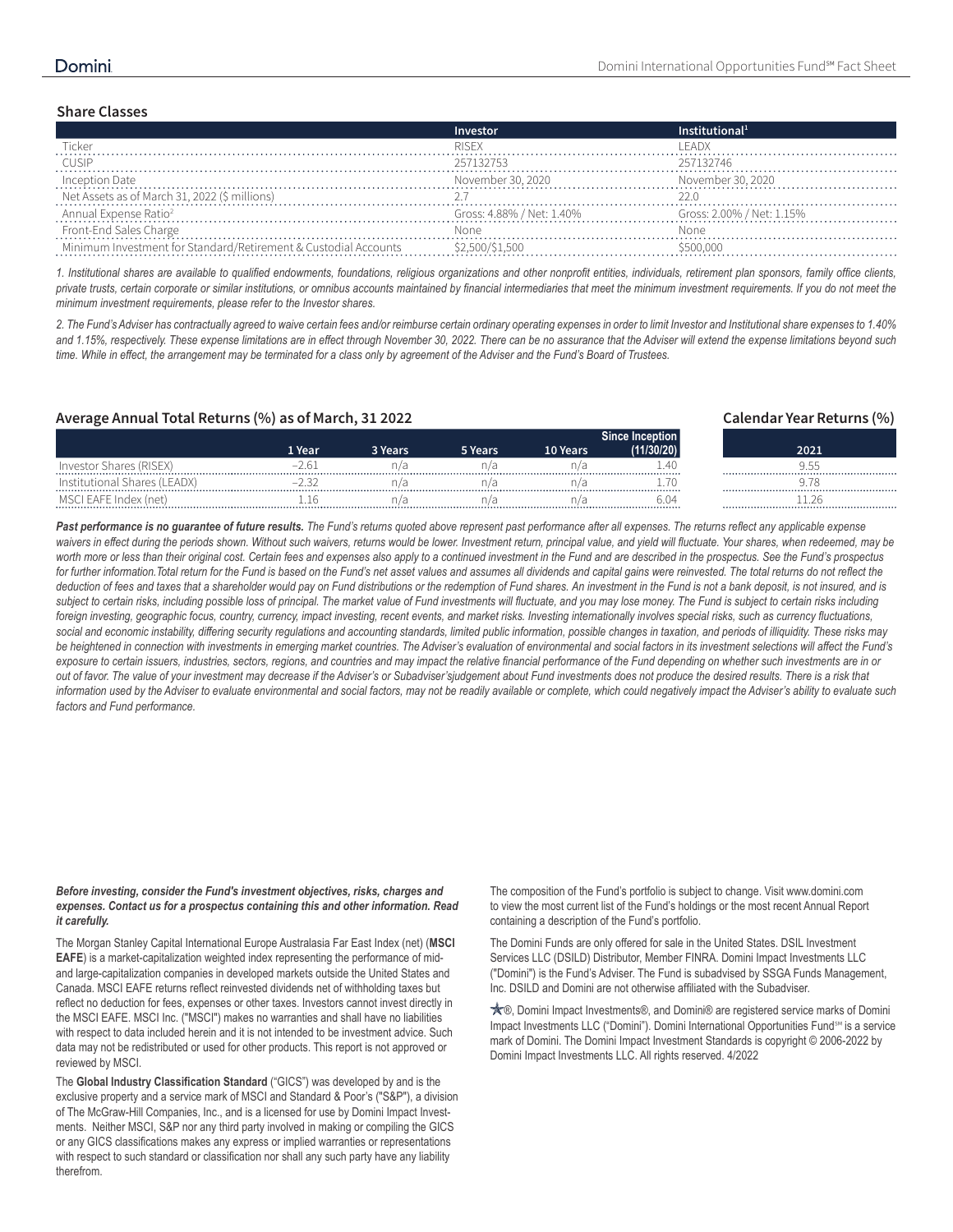## Share Classes

| | Investor | Institutional[1] |
|---|---|---|
| Ticker | RISEX | LEADX |
| CUSIP | 257132753 | 257132746 |
| Inception Date | November 30, 2020 | November 30, 2020 |
| Net Assets as of March 31, 2022 ($ millions) | 2.7 | 22.0 |
| Annual Expense Ratio[2] | Gross: 4.88% / Net: 1.40% | Gross: 2.00% / Net: 1.15% |
| Front-End Sales Charge | None | None |
| Minimum Investment for Standard/Retirement & Custodial Accounts | $2,500/$1,500 | $500,000 |

*1. Institutional shares are available to qualified endowments, foundations, religious organizations and other nonprofit entities, individuals, retirement plan sponsors, family office clients, private trusts, certain corporate or similar institutions, or omnibus accounts maintained by financial intermediaries that meet the minimum investment requirements. If you do not meet the minimum investment requirements, please refer to the Investor shares.*

*2. The Fund's Adviser has contractually agreed to waive certain fees and/or reimburse certain ordinary operating expenses in order to limit Investor and Institutional share expenses to 1.40% and 1.15%, respectively. These expense limitations are in effect through November 30, 2022. There can be no assurance that the Adviser will extend the expense limitations beyond such time. While in effect, the arrangement may be terminated for a class only by agreement of the Adviser and the Fund's Board of Trustees.*

## Average Annual Total Returns (%) as of March, 31 2022

| | 1 Year | 3 Years | 5 Years | 10 Years | Since Inception (11/30/20) |
|---|---|---|---|---|---|
| Investor Shares (RISEX) | –2.61 | n/a | n/a | n/a | 1.40 |
| Institutional Shares (LEADX) | –2.32 | n/a | n/a | n/a | 1.70 |
| MSCI EAFE Index (net) | 1.16 | n/a | n/a | n/a | 6.04 |

## Calendar Year Returns (%)

| | 2021 |
|---|---|
| Investor Shares (RISEX) | 9.55 |
| Institutional Shares (LEADX) | 9.78 |
| MSCI EAFE Index (net) | 11.26 |

***Past performance is no guarantee of future results.*** *The Fund's returns quoted above represent past performance after all expenses. The returns reflect any applicable expense waivers in effect during the periods shown. Without such waivers, returns would be lower. Investment return, principal value, and yield will fluctuate. Your shares, when redeemed, may be worth more or less than their original cost. Certain fees and expenses also apply to a continued investment in the Fund and are described in the prospectus. See the Fund's prospectus for further information.Total return for the Fund is based on the Fund's net asset values and assumes all dividends and capital gains were reinvested. The total returns do not reflect the deduction of fees and taxes that a shareholder would pay on Fund distributions or the redemption of Fund shares. An investment in the Fund is not a bank deposit, is not insured, and is subject to certain risks, including possible loss of principal. The market value of Fund investments will fluctuate, and you may lose money. The Fund is subject to certain risks including foreign investing, geographic focus, country, currency, impact investing, recent events, and market risks. Investing internationally involves special risks, such as currency fluctuations, social and economic instability, differing security regulations and accounting standards, limited public information, possible changes in taxation, and periods of illiquidity. These risks may be heightened in connection with investments in emerging market countries. The Adviser's evaluation of environmental and social factors in its investment selections will affect the Fund's exposure to certain issuers, industries, sectors, regions, and countries and may impact the relative financial performance of the Fund depending on whether such investments are in or out of favor. The value of your investment may decrease if the Adviser's or Subadviser'sjudgement about Fund investments does not produce the desired results. There is a risk that information used by the Adviser to evaluate environmental and social factors, may not be readily available or complete, which could negatively impact the Adviser's ability to evaluate such factors and Fund performance.*

***Before investing, consider the Fund's investment objectives, risks, charges and expenses. Contact us for a prospectus containing this and other information. Read it carefully.***

The Morgan Stanley Capital International Europe Australasia Far East Index (net) (**MSCI EAFE**) is a market-capitalization weighted index representing the performance of mid- and large-capitalization companies in developed markets outside the United States and Canada. MSCI EAFE returns reflect reinvested dividends net of withholding taxes but reflect no deduction for fees, expenses or other taxes. Investors cannot invest directly in the MSCI EAFE. MSCI Inc. ("MSCI") makes no warranties and shall have no liabilities with respect to data included herein and it is not intended to be investment advice. Such data may not be redistributed or used for other products. This report is not approved or reviewed by MSCI.

The **Global Industry Classification Standard** ("GICS") was developed by and is the exclusive property and a service mark of MSCI and Standard & Poor's ("S&P"), a division of The McGraw-Hill Companies, Inc., and is a licensed for use by Domini Impact Investments. Neither MSCI, S&P nor any third party involved in making or compiling the GICS or any GICS classifications makes any express or implied warranties or representations with respect to such standard or classification nor shall any such party have any liability therefrom.

The composition of the Fund's portfolio is subject to change. Visit www.domini.com to view the most current list of the Fund's holdings or the most recent Annual Report containing a description of the Fund's portfolio.

The Domini Funds are only offered for sale in the United States. DSIL Investment Services LLC (DSILD) Distributor, Member FINRA. Domini Impact Investments LLC ("Domini") is the Fund's Adviser. The Fund is subadvised by SSGA Funds Management, Inc. DSILD and Domini are not otherwise affiliated with the Subadviser.

★®, Domini Impact Investments®, and Domini® are registered service marks of Domini Impact Investments LLC ("Domini"). Domini International Opportunities Fund℠ is a service mark of Domini. The Domini Impact Investment Standards is copyright © 2006-2022 by Domini Impact Investments LLC. All rights reserved. 4/2022